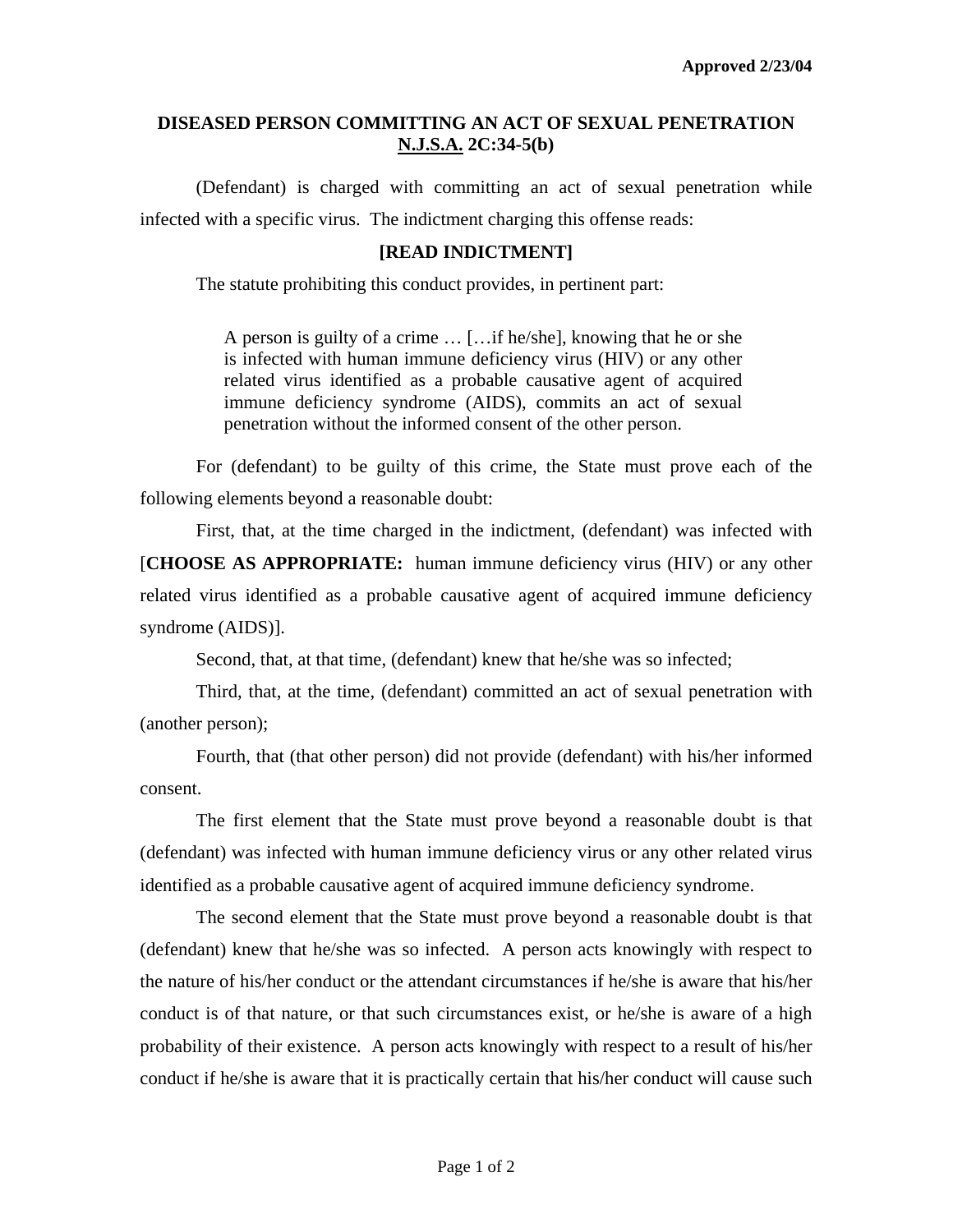**Approved 2/23/04**

## DISEASED PERSON COMMITTING AN ACT OF SEXUAL PENETRATION
## N.J.S.A. 2C:34-5(b)

(Defendant) is charged with committing an act of sexual penetration while infected with a specific virus. The indictment charging this offense reads:

**[READ INDICTMENT]**

The statute prohibiting this conduct provides, in pertinent part:

> A person is guilty of a crime … […if he/she], knowing that he or she is infected with human immune deficiency virus (HIV) or any other related virus identified as a probable causative agent of acquired immune deficiency syndrome (AIDS), commits an act of sexual penetration without the informed consent of the other person.

For (defendant) to be guilty of this crime, the State must prove each of the following elements beyond a reasonable doubt:

First, that, at the time charged in the indictment, (defendant) was infected with [**CHOOSE AS APPROPRIATE:** human immune deficiency virus (HIV) or any other related virus identified as a probable causative agent of acquired immune deficiency syndrome (AIDS)].

Second, that, at that time, (defendant) knew that he/she was so infected;

Third, that, at the time, (defendant) committed an act of sexual penetration with (another person);

Fourth, that (that other person) did not provide (defendant) with his/her informed consent.

The first element that the State must prove beyond a reasonable doubt is that (defendant) was infected with human immune deficiency virus or any other related virus identified as a probable causative agent of acquired immune deficiency syndrome.

The second element that the State must prove beyond a reasonable doubt is that (defendant) knew that he/she was so infected. A person acts knowingly with respect to the nature of his/her conduct or the attendant circumstances if he/she is aware that his/her conduct is of that nature, or that such circumstances exist, or he/she is aware of a high probability of their existence. A person acts knowingly with respect to a result of his/her conduct if he/she is aware that it is practically certain that his/her conduct will cause such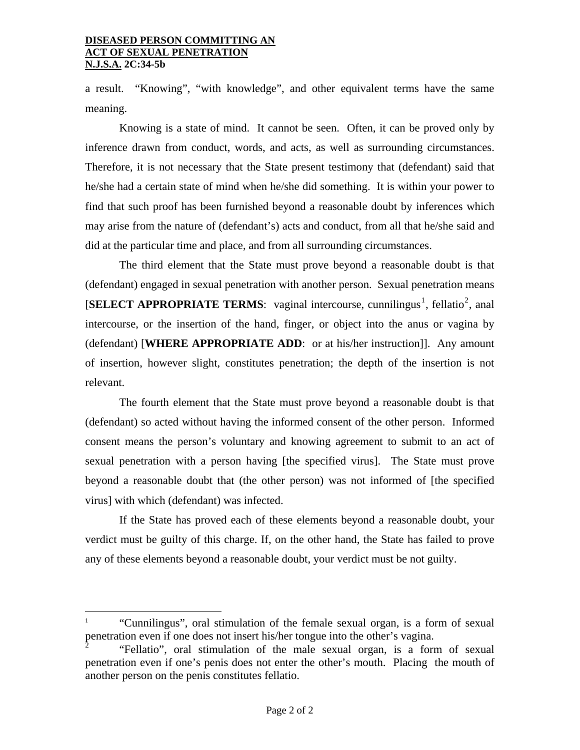a result. “Knowing”, “with knowledge”, and other equivalent terms have the same meaning.

Knowing is a state of mind. It cannot be seen. Often, it can be proved only by inference drawn from conduct, words, and acts, as well as surrounding circumstances. Therefore, it is not necessary that the State present testimony that (defendant) said that he/she had a certain state of mind when he/she did something. It is within your power to find that such proof has been furnished beyond a reasonable doubt by inferences which may arise from the nature of (defendant’s) acts and conduct, from all that he/she said and did at the particular time and place, and from all surrounding circumstances.

The third element that the State must prove beyond a reasonable doubt is that (defendant) engaged in sexual penetration with another person. Sexual penetration means [**SELECT APPROPRIATE TERMS**: vaginal intercourse, cunnilingus[1], fellatio[2], anal intercourse, or the insertion of the hand, finger, or object into the anus or vagina by (defendant) [**WHERE APPROPRIATE ADD**: or at his/her instruction]]. Any amount of insertion, however slight, constitutes penetration; the depth of the insertion is not relevant.

The fourth element that the State must prove beyond a reasonable doubt is that (defendant) so acted without having the informed consent of the other person. Informed consent means the person’s voluntary and knowing agreement to submit to an act of sexual penetration with a person having [the specified virus]. The State must prove beyond a reasonable doubt that (the other person) was not informed of [the specified virus] with which (defendant) was infected.

If the State has proved each of these elements beyond a reasonable doubt, your verdict must be guilty of this charge. If, on the other hand, the State has failed to prove any of these elements beyond a reasonable doubt, your verdict must be not guilty.

---

[1] “Cunnilingus”, oral stimulation of the female sexual organ, is a form of sexual penetration even if one does not insert his/her tongue into the other’s vagina.

[2] “Fellatio”, oral stimulation of the male sexual organ, is a form of sexual penetration even if one’s penis does not enter the other’s mouth. Placing the mouth of another person on the penis constitutes fellatio.